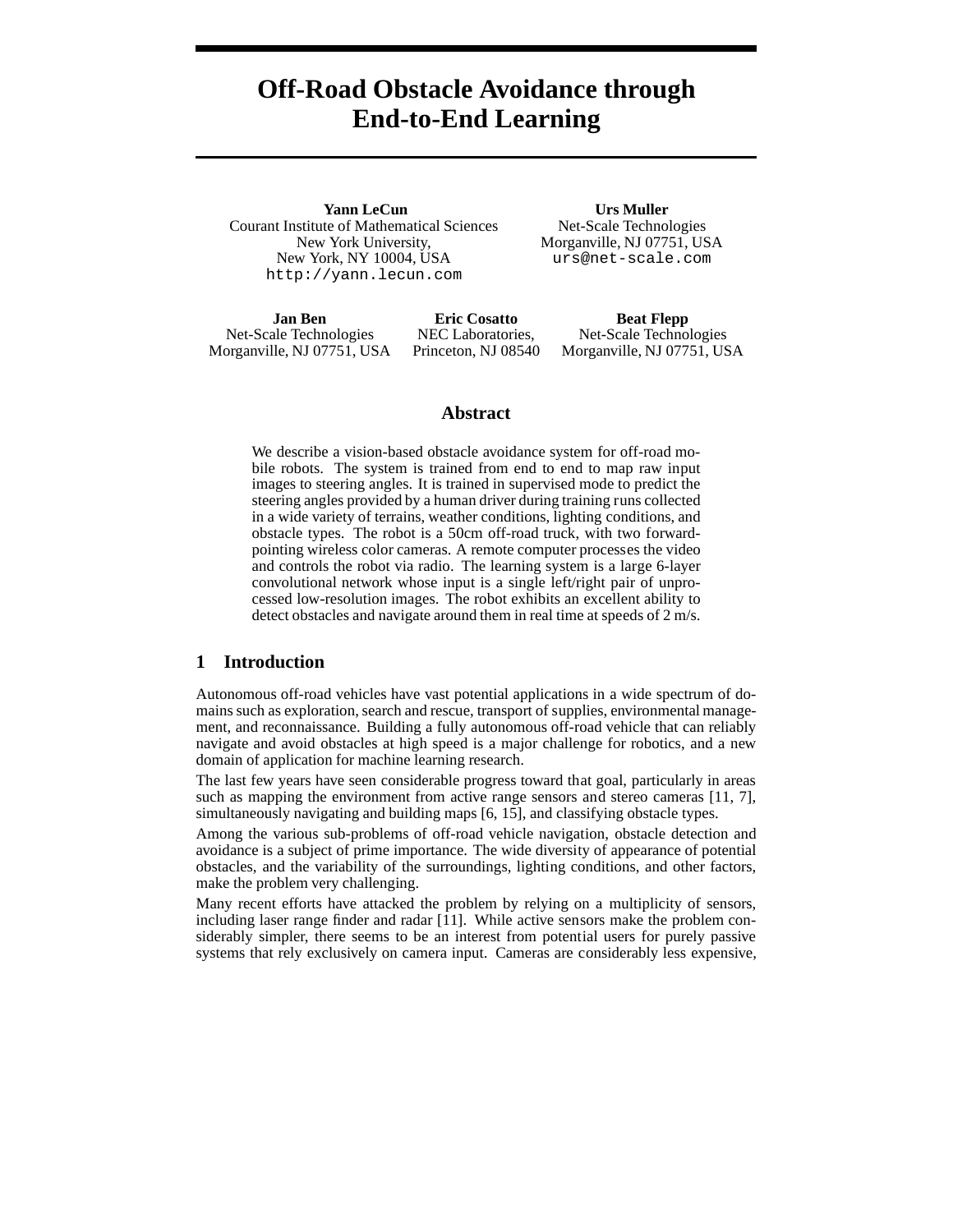# Off-Road Obstacle Avoidance through End-to-End Learning

**Yann LeCun**
Courant Institute of Mathematical Sciences
New York University,
New York, NY 10004, USA
http://yann.lecun.com

**Urs Muller**
Net-Scale Technologies
Morganville, NJ 07751, USA
urs@net-scale.com

**Jan Ben**
Net-Scale Technologies
Morganville, NJ 07751, USA

**Eric Cosatto**
NEC Laboratories,
Princeton, NJ 08540

**Beat Flepp**
Net-Scale Technologies
Morganville, NJ 07751, USA

## Abstract

We describe a vision-based obstacle avoidance system for off-road mobile robots. The system is trained from end to end to map raw input images to steering angles. It is trained in supervised mode to predict the steering angles provided by a human driver during training runs collected in a wide variety of terrains, weather conditions, lighting conditions, and obstacle types. The robot is a 50cm off-road truck, with two forward-pointing wireless color cameras. A remote computer processes the video and controls the robot via radio. The learning system is a large 6-layer convolutional network whose input is a single left/right pair of unprocessed low-resolution images. The robot exhibits an excellent ability to detect obstacles and navigate around them in real time at speeds of 2 m/s.

## 1 Introduction

Autonomous off-road vehicles have vast potential applications in a wide spectrum of domains such as exploration, search and rescue, transport of supplies, environmental management, and reconnaissance. Building a fully autonomous off-road vehicle that can reliably navigate and avoid obstacles at high speed is a major challenge for robotics, and a new domain of application for machine learning research.

The last few years have seen considerable progress toward that goal, particularly in areas such as mapping the environment from active range sensors and stereo cameras [11, 7], simultaneously navigating and building maps [6, 15], and classifying obstacle types.

Among the various sub-problems of off-road vehicle navigation, obstacle detection and avoidance is a subject of prime importance. The wide diversity of appearance of potential obstacles, and the variability of the surroundings, lighting conditions, and other factors, make the problem very challenging.

Many recent efforts have attacked the problem by relying on a multiplicity of sensors, including laser range finder and radar [11]. While active sensors make the problem considerably simpler, there seems to be an interest from potential users for purely passive systems that rely exclusively on camera input. Cameras are considerably less expensive,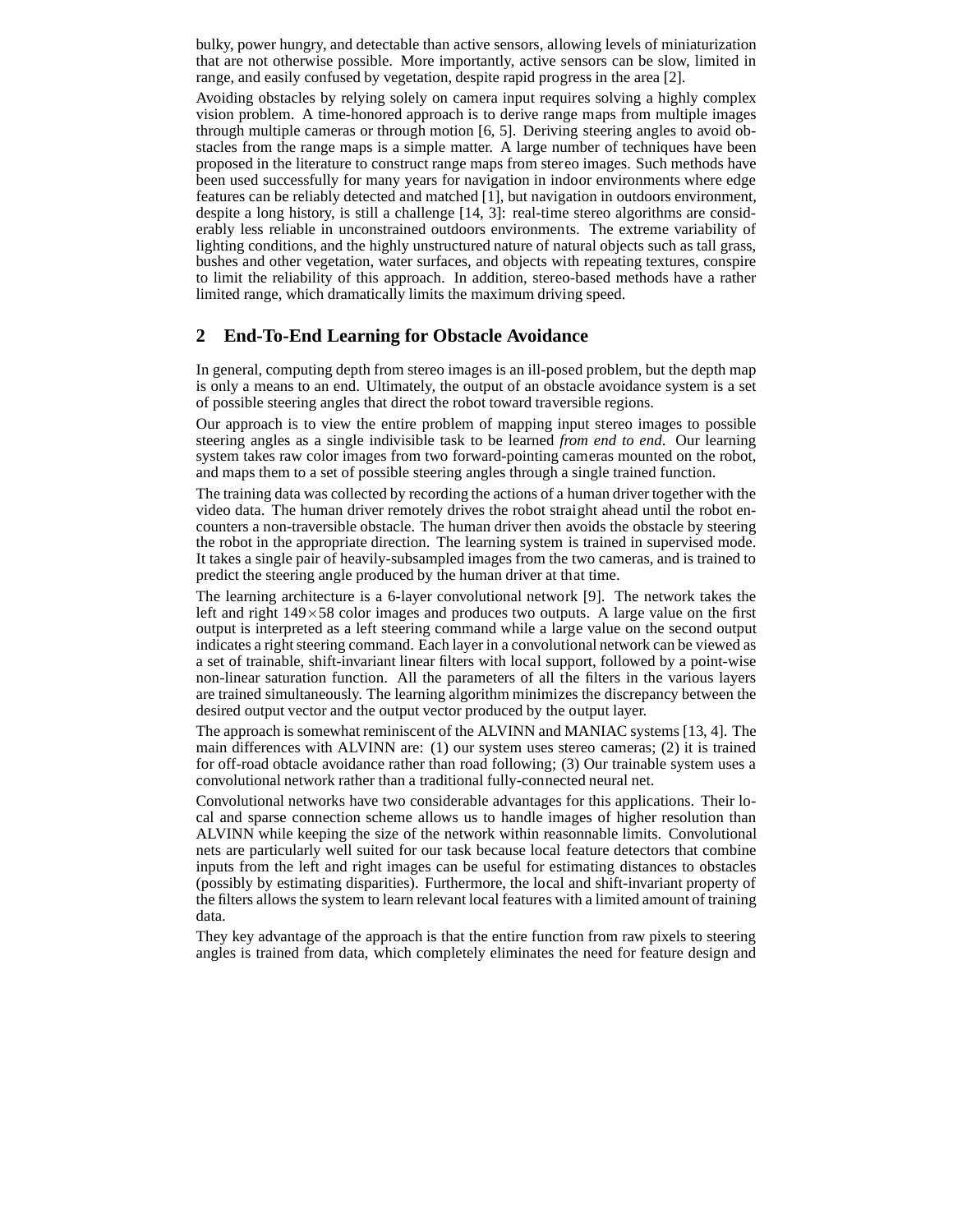bulky, power hungry, and detectable than active sensors, allowing levels of miniaturization that are not otherwise possible. More importantly, active sensors can be slow, limited in range, and easily confused by vegetation, despite rapid progress in the area [2].

Avoiding obstacles by relying solely on camera input requires solving a highly complex vision problem. A time-honored approach is to derive range maps from multiple images through multiple cameras or through motion [6, 5]. Deriving steering angles to avoid obstacles from the range maps is a simple matter. A large number of techniques have been proposed in the literature to construct range maps from stereo images. Such methods have been used successfully for many years for navigation in indoor environments where edge features can be reliably detected and matched [1], but navigation in outdoors environment, despite a long history, is still a challenge [14, 3]: real-time stereo algorithms are considerably less reliable in unconstrained outdoors environments. The extreme variability of lighting conditions, and the highly unstructured nature of natural objects such as tall grass, bushes and other vegetation, water surfaces, and objects with repeating textures, conspire to limit the reliability of this approach. In addition, stereo-based methods have a rather limited range, which dramatically limits the maximum driving speed.

## 2 End-To-End Learning for Obstacle Avoidance

In general, computing depth from stereo images is an ill-posed problem, but the depth map is only a means to an end. Ultimately, the output of an obstacle avoidance system is a set of possible steering angles that direct the robot toward traversible regions.

Our approach is to view the entire problem of mapping input stereo images to possible steering angles as a single indivisible task to be learned *from end to end*. Our learning system takes raw color images from two forward-pointing cameras mounted on the robot, and maps them to a set of possible steering angles through a single trained function.

The training data was collected by recording the actions of a human driver together with the video data. The human driver remotely drives the robot straight ahead until the robot encounters a non-traversible obstacle. The human driver then avoids the obstacle by steering the robot in the appropriate direction. The learning system is trained in supervised mode. It takes a single pair of heavily-subsampled images from the two cameras, and is trained to predict the steering angle produced by the human driver at that time.

The learning architecture is a 6-layer convolutional network [9]. The network takes the left and right $149 \times 58$ color images and produces two outputs. A large value on the first output is interpreted as a left steering command while a large value on the second output indicates a right steering command. Each layer in a convolutional network can be viewed as a set of trainable, shift-invariant linear filters with local support, followed by a point-wise non-linear saturation function. All the parameters of all the filters in the various layers are trained simultaneously. The learning algorithm minimizes the discrepancy between the desired output vector and the output vector produced by the output layer.

The approach is somewhat reminiscent of the ALVINN and MANIAC systems [13, 4]. The main differences with ALVINN are: (1) our system uses stereo cameras; (2) it is trained for off-road obtacle avoidance rather than road following; (3) Our trainable system uses a convolutional network rather than a traditional fully-connected neural net.

Convolutional networks have two considerable advantages for this applications. Their local and sparse connection scheme allows us to handle images of higher resolution than ALVINN while keeping the size of the network within reasonnable limits. Convolutional nets are particularly well suited for our task because local feature detectors that combine inputs from the left and right images can be useful for estimating distances to obstacles (possibly by estimating disparities). Furthermore, the local and shift-invariant property of the filters allows the system to learn relevant local features with a limited amount of training data.

They key advantage of the approach is that the entire function from raw pixels to steering angles is trained from data, which completely eliminates the need for feature design and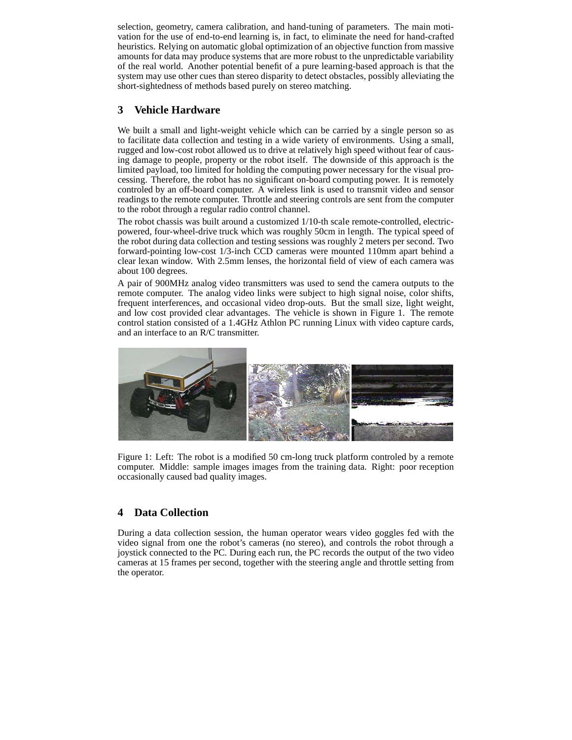selection, geometry, camera calibration, and hand-tuning of parameters. The main motivation for the use of end-to-end learning is, in fact, to eliminate the need for hand-crafted heuristics. Relying on automatic global optimization of an objective function from massive amounts for data may produce systems that are more robust to the unpredictable variability of the real world. Another potential benefit of a pure learning-based approach is that the system may use other cues than stereo disparity to detect obstacles, possibly alleviating the short-sightedness of methods based purely on stereo matching.

## 3 Vehicle Hardware

We built a small and light-weight vehicle which can be carried by a single person so as to facilitate data collection and testing in a wide variety of environments. Using a small, rugged and low-cost robot allowed us to drive at relatively high speed without fear of causing damage to people, property or the robot itself. The downside of this approach is the limited payload, too limited for holding the computing power necessary for the visual processing. Therefore, the robot has no significant on-board computing power. It is remotely controled by an off-board computer. A wireless link is used to transmit video and sensor readings to the remote computer. Throttle and steering controls are sent from the computer to the robot through a regular radio control channel.

The robot chassis was built around a customized 1/10-th scale remote-controlled, electric-powered, four-wheel-drive truck which was roughly 50cm in length. The typical speed of the robot during data collection and testing sessions was roughly 2 meters per second. Two forward-pointing low-cost 1/3-inch CCD cameras were mounted 110mm apart behind a clear lexan window. With 2.5mm lenses, the horizontal field of view of each camera was about 100 degrees.

A pair of 900MHz analog video transmitters was used to send the camera outputs to the remote computer. The analog video links were subject to high signal noise, color shifts, frequent interferences, and occasional video drop-outs. But the small size, light weight, and low cost provided clear advantages. The vehicle is shown in Figure 1. The remote control station consisted of a 1.4GHz Athlon PC running Linux with video capture cards, and an interface to an R/C transmitter.

Figure 1: Left: The robot is a modified 50 cm-long truck platform controled by a remote computer. Middle: sample images images from the training data. Right: poor reception occasionally caused bad quality images.

## 4 Data Collection

During a data collection session, the human operator wears video goggles fed with the video signal from one the robot's cameras (no stereo), and controls the robot through a joystick connected to the PC. During each run, the PC records the output of the two video cameras at 15 frames per second, together with the steering angle and throttle setting from the operator.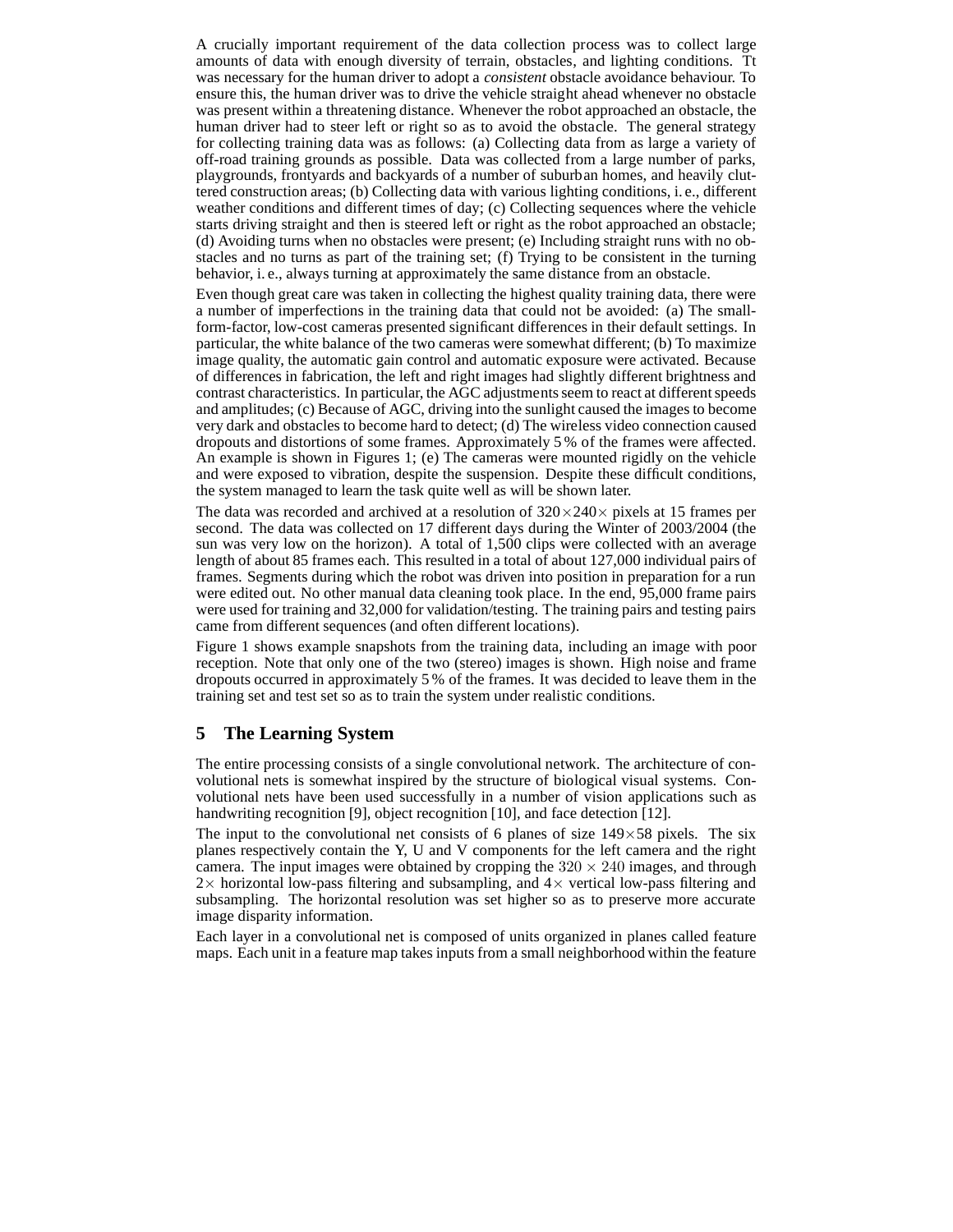A crucially important requirement of the data collection process was to collect large amounts of data with enough diversity of terrain, obstacles, and lighting conditions. Tt was necessary for the human driver to adopt a *consistent* obstacle avoidance behaviour. To ensure this, the human driver was to drive the vehicle straight ahead whenever no obstacle was present within a threatening distance. Whenever the robot approached an obstacle, the human driver had to steer left or right so as to avoid the obstacle. The general strategy for collecting training data was as follows: (a) Collecting data from as large a variety of off-road training grounds as possible. Data was collected from a large number of parks, playgrounds, frontyards and backyards of a number of suburban homes, and heavily cluttered construction areas; (b) Collecting data with various lighting conditions, i. e., different weather conditions and different times of day; (c) Collecting sequences where the vehicle starts driving straight and then is steered left or right as the robot approached an obstacle; (d) Avoiding turns when no obstacles were present; (e) Including straight runs with no obstacles and no turns as part of the training set; (f) Trying to be consistent in the turning behavior, i. e., always turning at approximately the same distance from an obstacle.

Even though great care was taken in collecting the highest quality training data, there were a number of imperfections in the training data that could not be avoided: (a) The small-form-factor, low-cost cameras presented significant differences in their default settings. In particular, the white balance of the two cameras were somewhat different; (b) To maximize image quality, the automatic gain control and automatic exposure were activated. Because of differences in fabrication, the left and right images had slightly different brightness and contrast characteristics. In particular, the AGC adjustments seem to react at different speeds and amplitudes; (c) Because of AGC, driving into the sunlight caused the images to become very dark and obstacles to become hard to detect; (d) The wireless video connection caused dropouts and distortions of some frames. Approximately 5 % of the frames were affected. An example is shown in Figures 1; (e) The cameras were mounted rigidly on the vehicle and were exposed to vibration, despite the suspension. Despite these difficult conditions, the system managed to learn the task quite well as will be shown later.

The data was recorded and archived at a resolution of $320 \times 240 \times$ pixels at 15 frames per second. The data was collected on 17 different days during the Winter of 2003/2004 (the sun was very low on the horizon). A total of 1,500 clips were collected with an average length of about 85 frames each. This resulted in a total of about 127,000 individual pairs of frames. Segments during which the robot was driven into position in preparation for a run were edited out. No other manual data cleaning took place. In the end, 95,000 frame pairs were used for training and 32,000 for validation/testing. The training pairs and testing pairs came from different sequences (and often different locations).

Figure 1 shows example snapshots from the training data, including an image with poor reception. Note that only one of the two (stereo) images is shown. High noise and frame dropouts occurred in approximately 5 % of the frames. It was decided to leave them in the training set and test set so as to train the system under realistic conditions.

## 5 The Learning System

The entire processing consists of a single convolutional network. The architecture of convolutional nets is somewhat inspired by the structure of biological visual systems. Convolutional nets have been used successfully in a number of vision applications such as handwriting recognition [9], object recognition [10], and face detection [12].

The input to the convolutional net consists of 6 planes of size $149 \times 58$ pixels. The six planes respectively contain the Y, U and V components for the left camera and the right camera. The input images were obtained by cropping the $320 \times 240$ images, and through $2\times$ horizontal low-pass filtering and subsampling, and $4\times$ vertical low-pass filtering and subsampling. The horizontal resolution was set higher so as to preserve more accurate image disparity information.

Each layer in a convolutional net is composed of units organized in planes called feature maps. Each unit in a feature map takes inputs from a small neighborhood within the feature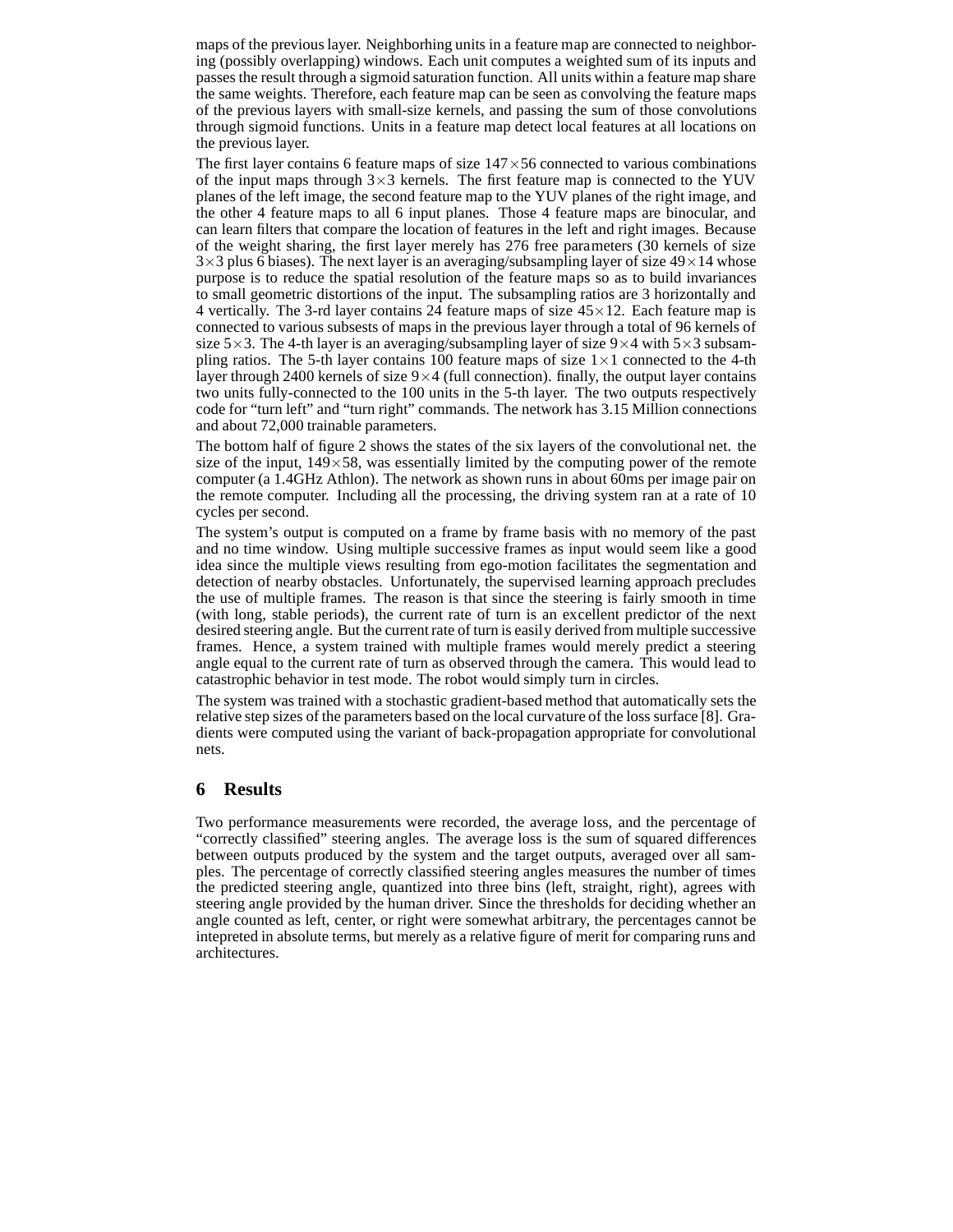maps of the previous layer. Neighborhing units in a feature map are connected to neighboring (possibly overlapping) windows. Each unit computes a weighted sum of its inputs and passes the result through a sigmoid saturation function. All units within a feature map share the same weights. Therefore, each feature map can be seen as convolving the feature maps of the previous layers with small-size kernels, and passing the sum of those convolutions through sigmoid functions. Units in a feature map detect local features at all locations on the previous layer.

The first layer contains 6 feature maps of size $147\times56$ connected to various combinations of the input maps through $3\times3$ kernels. The first feature map is connected to the YUV planes of the left image, the second feature map to the YUV planes of the right image, and the other 4 feature maps to all 6 input planes. Those 4 feature maps are binocular, and can learn filters that compare the location of features in the left and right images. Because of the weight sharing, the first layer merely has 276 free parameters (30 kernels of size $3\times3$ plus 6 biases). The next layer is an averaging/subsampling layer of size $49\times14$ whose purpose is to reduce the spatial resolution of the feature maps so as to build invariances to small geometric distortions of the input. The subsampling ratios are 3 horizontally and 4 vertically. The 3-rd layer contains 24 feature maps of size $45\times12$. Each feature map is connected to various subsests of maps in the previous layer through a total of 96 kernels of size $5\times3$. The 4-th layer is an averaging/subsampling layer of size $9\times4$ with $5\times3$ subsampling ratios. The 5-th layer contains 100 feature maps of size $1\times1$ connected to the 4-th layer through 2400 kernels of size $9\times4$ (full connection). finally, the output layer contains two units fully-connected to the 100 units in the 5-th layer. The two outputs respectively code for "turn left" and "turn right" commands. The network has 3.15 Million connections and about 72,000 trainable parameters.

The bottom half of figure 2 shows the states of the six layers of the convolutional net. the size of the input, $149\times58$, was essentially limited by the computing power of the remote computer (a 1.4GHz Athlon). The network as shown runs in about 60ms per image pair on the remote computer. Including all the processing, the driving system ran at a rate of 10 cycles per second.

The system's output is computed on a frame by frame basis with no memory of the past and no time window. Using multiple successive frames as input would seem like a good idea since the multiple views resulting from ego-motion facilitates the segmentation and detection of nearby obstacles. Unfortunately, the supervised learning approach precludes the use of multiple frames. The reason is that since the steering is fairly smooth in time (with long, stable periods), the current rate of turn is an excellent predictor of the next desired steering angle. But the current rate of turn is easily derived from multiple successive frames. Hence, a system trained with multiple frames would merely predict a steering angle equal to the current rate of turn as observed through the camera. This would lead to catastrophic behavior in test mode. The robot would simply turn in circles.

The system was trained with a stochastic gradient-based method that automatically sets the relative step sizes of the parameters based on the local curvature of the loss surface [8]. Gradients were computed using the variant of back-propagation appropriate for convolutional nets.

## 6 Results

Two performance measurements were recorded, the average loss, and the percentage of "correctly classified" steering angles. The average loss is the sum of squared differences between outputs produced by the system and the target outputs, averaged over all samples. The percentage of correctly classified steering angles measures the number of times the predicted steering angle, quantized into three bins (left, straight, right), agrees with steering angle provided by the human driver. Since the thresholds for deciding whether an angle counted as left, center, or right were somewhat arbitrary, the percentages cannot be intepreted in absolute terms, but merely as a relative figure of merit for comparing runs and architectures.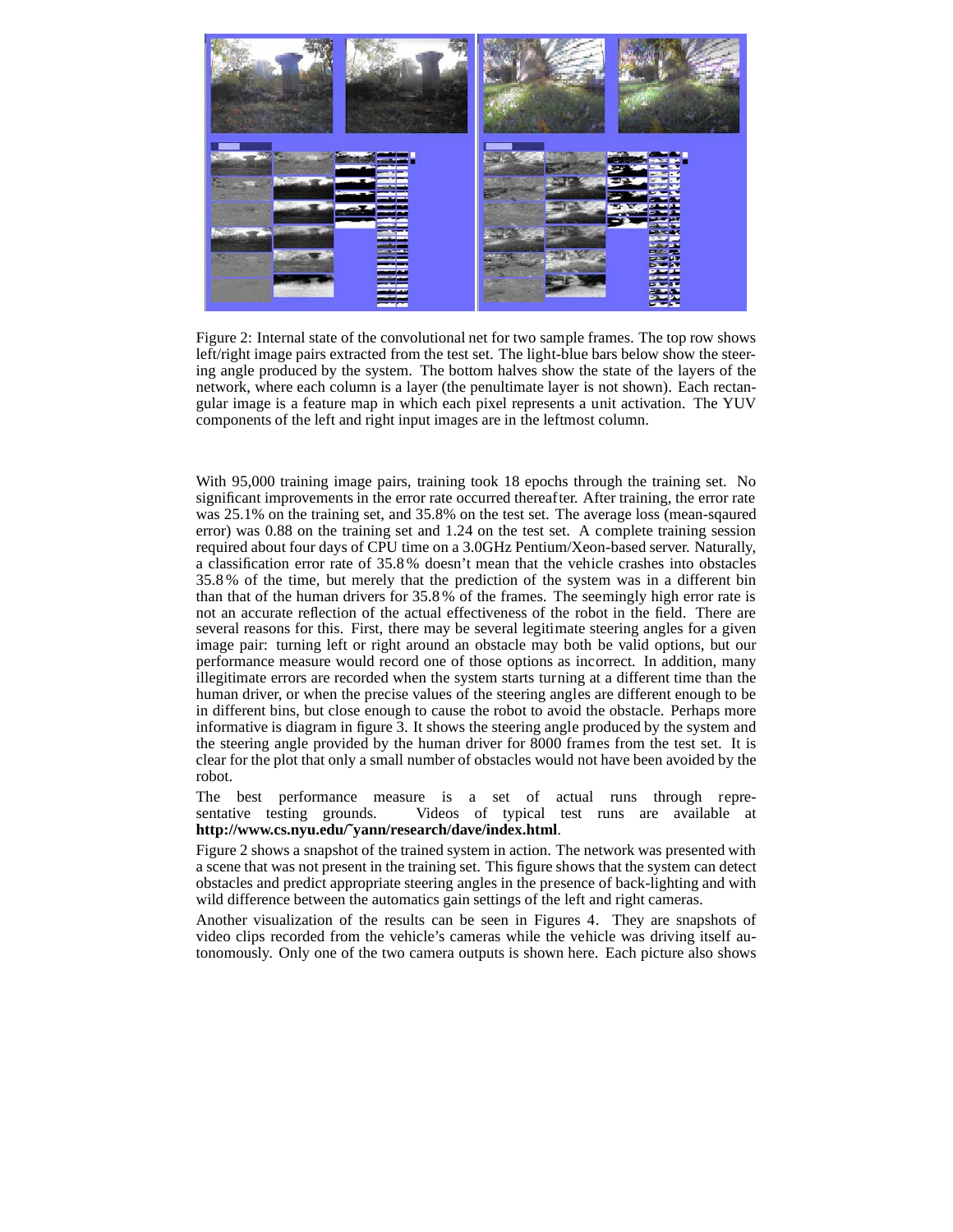Figure 2: Internal state of the convolutional net for two sample frames. The top row shows left/right image pairs extracted from the test set. The light-blue bars below show the steering angle produced by the system. The bottom halves show the state of the layers of the network, where each column is a layer (the penultimate layer is not shown). Each rectangular image is a feature map in which each pixel represents a unit activation. The YUV components of the left and right input images are in the leftmost column.

With 95,000 training image pairs, training took 18 epochs through the training set. No significant improvements in the error rate occurred thereafter. After training, the error rate was 25.1% on the training set, and 35.8% on the test set. The average loss (mean-sqaured error) was 0.88 on the training set and 1.24 on the test set. A complete training session required about four days of CPU time on a 3.0GHz Pentium/Xeon-based server. Naturally, a classification error rate of 35.8% doesn't mean that the vehicle crashes into obstacles 35.8% of the time, but merely that the prediction of the system was in a different bin than that of the human drivers for 35.8% of the frames. The seemingly high error rate is not an accurate reflection of the actual effectiveness of the robot in the field. There are several reasons for this. First, there may be several legitimate steering angles for a given image pair: turning left or right around an obstacle may both be valid options, but our performance measure would record one of those options as incorrect. In addition, many illegitimate errors are recorded when the system starts turning at a different time than the human driver, or when the precise values of the steering angles are different enough to be in different bins, but close enough to cause the robot to avoid the obstacle. Perhaps more informative is diagram in figure 3. It shows the steering angle produced by the system and the steering angle provided by the human driver for 8000 frames from the test set. It is clear for the plot that only a small number of obstacles would not have been avoided by the robot.

The best performance measure is a set of actual runs through representative testing grounds. Videos of typical test runs are available at **http://www.cs.nyu.edu/˜yann/research/dave/index.html**.

Figure 2 shows a snapshot of the trained system in action. The network was presented with a scene that was not present in the training set. This figure shows that the system can detect obstacles and predict appropriate steering angles in the presence of back-lighting and with wild difference between the automatics gain settings of the left and right cameras.

Another visualization of the results can be seen in Figures 4. They are snapshots of video clips recorded from the vehicle's cameras while the vehicle was driving itself autonomously. Only one of the two camera outputs is shown here. Each picture also shows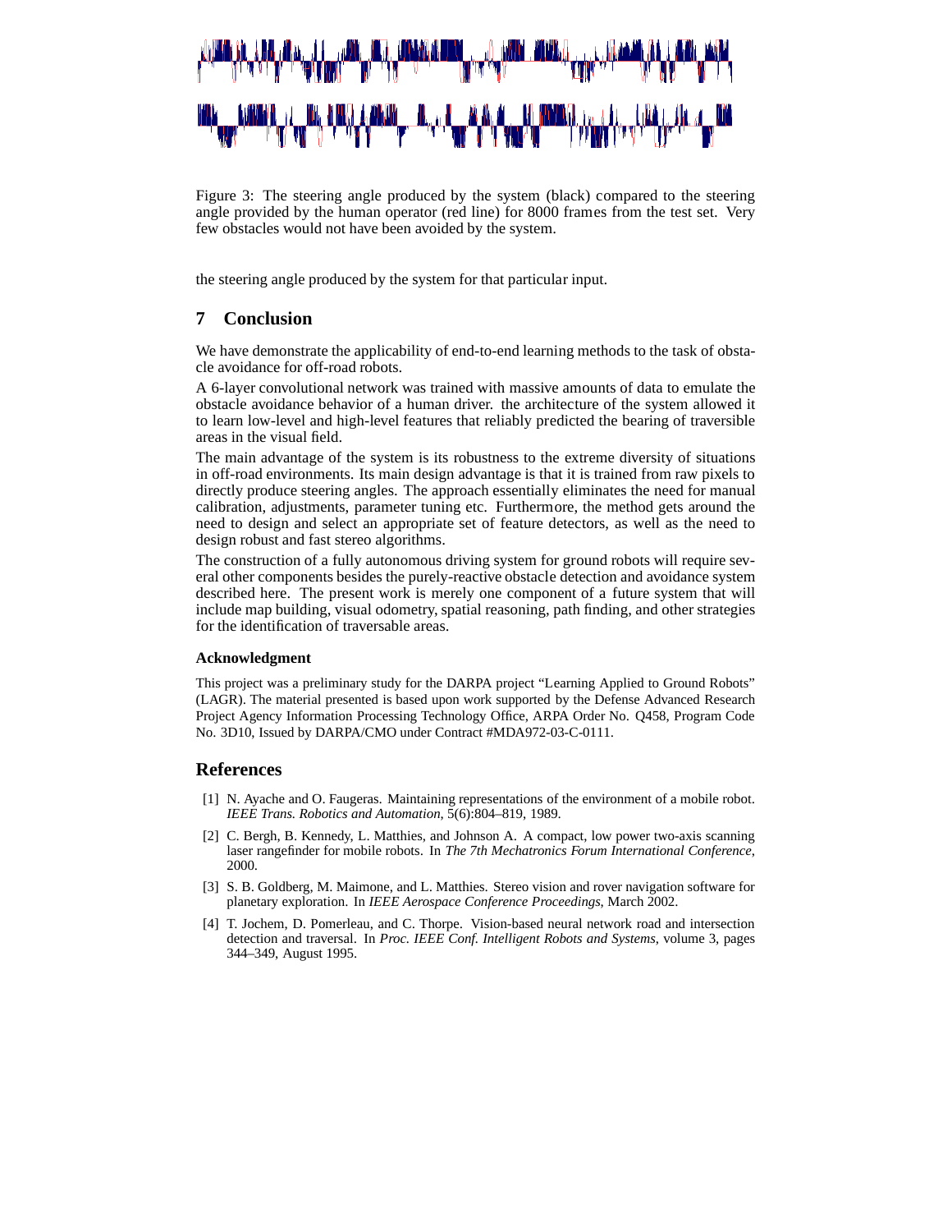Figure 3: The steering angle produced by the system (black) compared to the steering angle provided by the human operator (red line) for 8000 frames from the test set. Very few obstacles would not have been avoided by the system.

the steering angle produced by the system for that particular input.

## 7 Conclusion

We have demonstrate the applicability of end-to-end learning methods to the task of obstacle avoidance for off-road robots.

A 6-layer convolutional network was trained with massive amounts of data to emulate the obstacle avoidance behavior of a human driver. the architecture of the system allowed it to learn low-level and high-level features that reliably predicted the bearing of traversible areas in the visual field.

The main advantage of the system is its robustness to the extreme diversity of situations in off-road environments. Its main design advantage is that it is trained from raw pixels to directly produce steering angles. The approach essentially eliminates the need for manual calibration, adjustments, parameter tuning etc. Furthermore, the method gets around the need to design and select an appropriate set of feature detectors, as well as the need to design robust and fast stereo algorithms.

The construction of a fully autonomous driving system for ground robots will require several other components besides the purely-reactive obstacle detection and avoidance system described here. The present work is merely one component of a future system that will include map building, visual odometry, spatial reasoning, path finding, and other strategies for the identification of traversable areas.

### Acknowledgment

This project was a preliminary study for the DARPA project "Learning Applied to Ground Robots" (LAGR). The material presented is based upon work supported by the Defense Advanced Research Project Agency Information Processing Technology Office, ARPA Order No. Q458, Program Code No. 3D10, Issued by DARPA/CMO under Contract #MDA972-03-C-0111.

## References

[1] N. Ayache and O. Faugeras. Maintaining representations of the environment of a mobile robot. *IEEE Trans. Robotics and Automation*, 5(6):804–819, 1989.

[2] C. Bergh, B. Kennedy, L. Matthies, and Johnson A. A compact, low power two-axis scanning laser rangefinder for mobile robots. In *The 7th Mechatronics Forum International Conference*, 2000.

[3] S. B. Goldberg, M. Maimone, and L. Matthies. Stereo vision and rover navigation software for planetary exploration. In *IEEE Aerospace Conference Proceedings*, March 2002.

[4] T. Jochem, D. Pomerleau, and C. Thorpe. Vision-based neural network road and intersection detection and traversal. In *Proc. IEEE Conf. Intelligent Robots and Systems*, volume 3, pages 344–349, August 1995.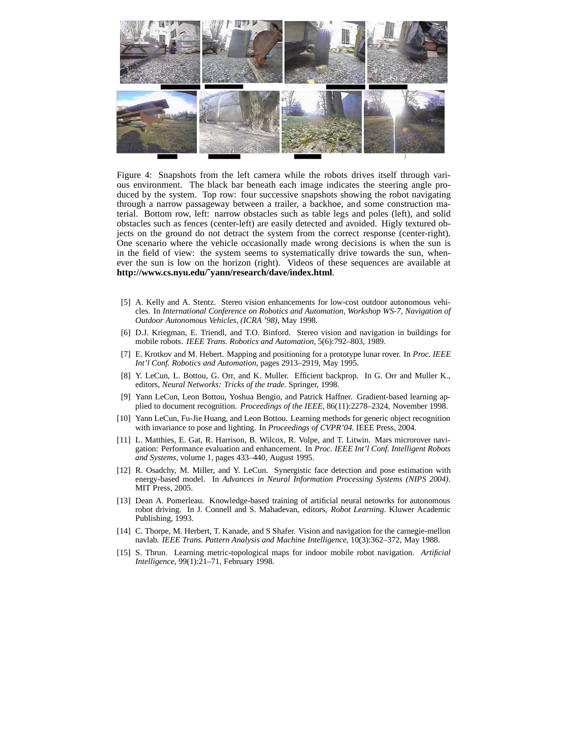Figure 4: Snapshots from the left camera while the robots drives itself through various environment. The black bar beneath each image indicates the steering angle produced by the system. Top row: four successive snapshots showing the robot navigating through a narrow passageway between a trailer, a backhoe, and some construction material. Bottom row, left: narrow obstacles such as table legs and poles (left), and solid obstacles such as fences (center-left) are easily detected and avoided. Higly textured objects on the ground do not detract the system from the correct response (center-right). One scenario where the vehicle occasionally made wrong decisions is when the sun is in the field of view: the system seems to systematically drive towards the sun, whenever the sun is low on the horizon (right). Videos of these sequences are available at **http://www.cs.nyu.edu/˜yann/research/dave/index.html**.

[5] A. Kelly and A. Stentz. Stereo vision enhancements for low-cost outdoor autonomous vehicles. In *International Conference on Robotics and Automation, Workshop WS-7, Navigation of Outdoor Autonomous Vehicles, (ICRA '98)*, May 1998.

[6] D.J. Kriegman, E. Triendl, and T.O. Binford. Stereo vision and navigation in buildings for mobile robots. *IEEE Trans. Robotics and Automation*, 5(6):792–803, 1989.

[7] E. Krotkov and M. Hebert. Mapping and positioning for a prototype lunar rover. In *Proc. IEEE Int'l Conf. Robotics and Automation*, pages 2913–2919, May 1995.

[8] Y. LeCun, L. Bottou, G. Orr, and K. Muller. Efficient backprop. In G. Orr and Muller K., editors, *Neural Networks: Tricks of the trade*. Springer, 1998.

[9] Yann LeCun, Leon Bottou, Yoshua Bengio, and Patrick Haffner. Gradient-based learning applied to document recognition. *Proceedings of the IEEE*, 86(11):2278–2324, November 1998.

[10] Yann LeCun, Fu-Jie Huang, and Leon Bottou. Learning methods for generic object recognition with invariance to pose and lighting. In *Proceedings of CVPR'04*. IEEE Press, 2004.

[11] L. Matthies, E. Gat, R. Harrison, B. Wilcox, R. Volpe, and T. Litwin. Mars microrover navigation: Performance evaluation and enhancement. In *Proc. IEEE Int'l Conf. Intelligent Robots and Systems*, volume 1, pages 433–440, August 1995.

[12] R. Osadchy, M. Miller, and Y. LeCun. Synergistic face detection and pose estimation with energy-based model. In *Advances in Neural Information Processing Systems (NIPS 2004)*. MIT Press, 2005.

[13] Dean A. Pomerleau. Knowledge-based training of artificial neural netowrks for autonomous robot driving. In J. Connell and S. Mahadevan, editors, *Robot Learning*. Kluwer Academic Publishing, 1993.

[14] C. Thorpe, M. Herbert, T. Kanade, and S Shafer. Vision and navigation for the carnegie-mellon navlab. *IEEE Trans. Pattern Analysis and Machine Intelligence*, 10(3):362–372, May 1988.

[15] S. Thrun. Learning metric-topological maps for indoor mobile robot navigation. *Artificial Intelligence*, 99(1):21–71, February 1998.